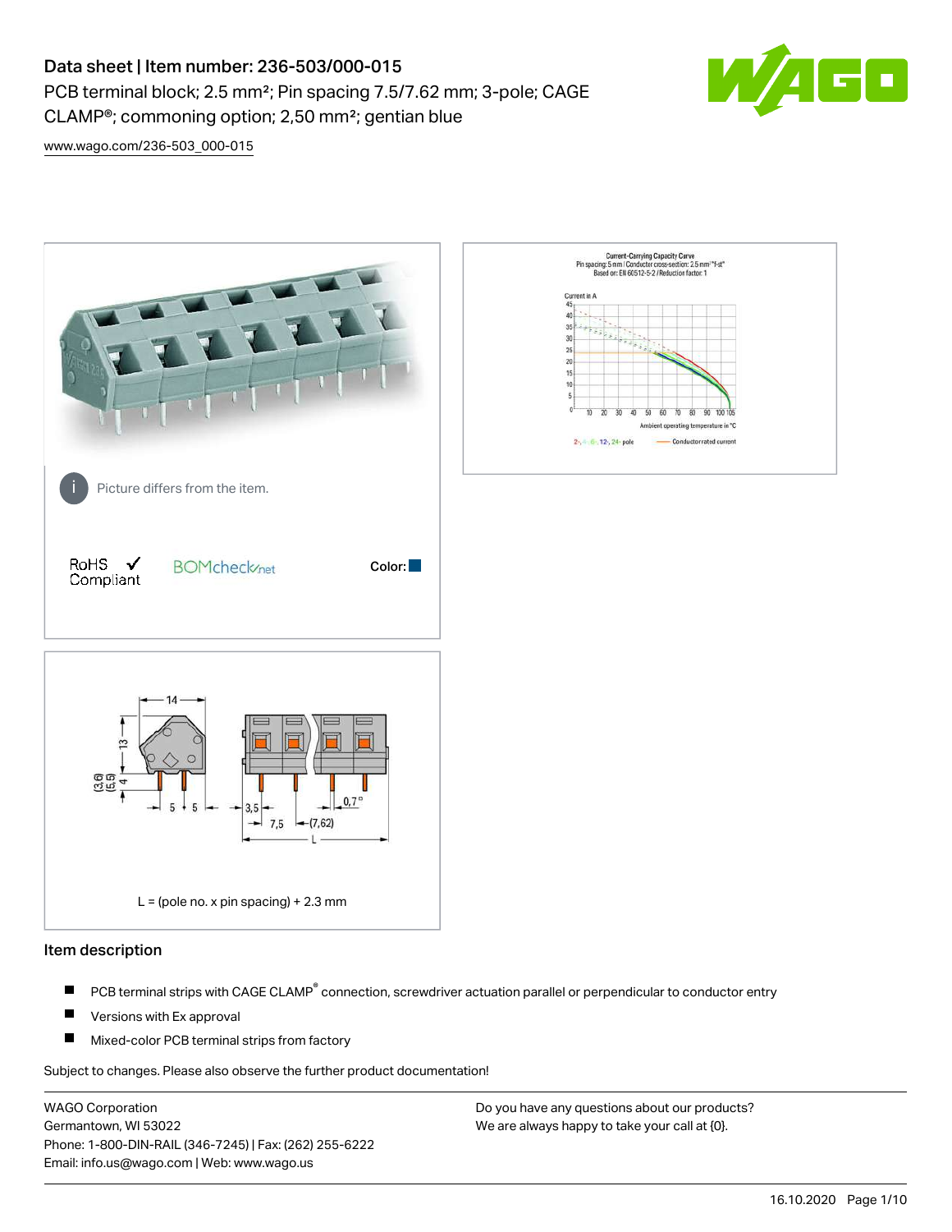# Data sheet | Item number: 236-503/000-015

PCB terminal block; 2.5 mm²; Pin spacing 7.5/7.62 mm; 3-pole; CAGE CLAMP®; commoning option; 2,50 mm²; gentian blue

www.wago.com/236-503_000-015

Picture differs from the item.

RoHS Compliant ✓ BOMcheck.net

Color: ■

L = (pole no. x pin spacing) + 2.3 mm

## Item description

- PCB terminal strips with CAGE CLAMP® connection, screwdriver actuation parallel or perpendicular to conductor entry
- Versions with Ex approval
- Mixed-color PCB terminal strips from factory

Subject to changes. Please also observe the further product documentation!

WAGO Corporation
Germantown, WI 53022
Phone: 1-800-DIN-RAIL (346-7245) | Fax: (262) 255-6222
Email: info.us@wago.com | Web: www.wago.us

Do you have any questions about our products?
We are always happy to take your call at {0}.

16.10.2020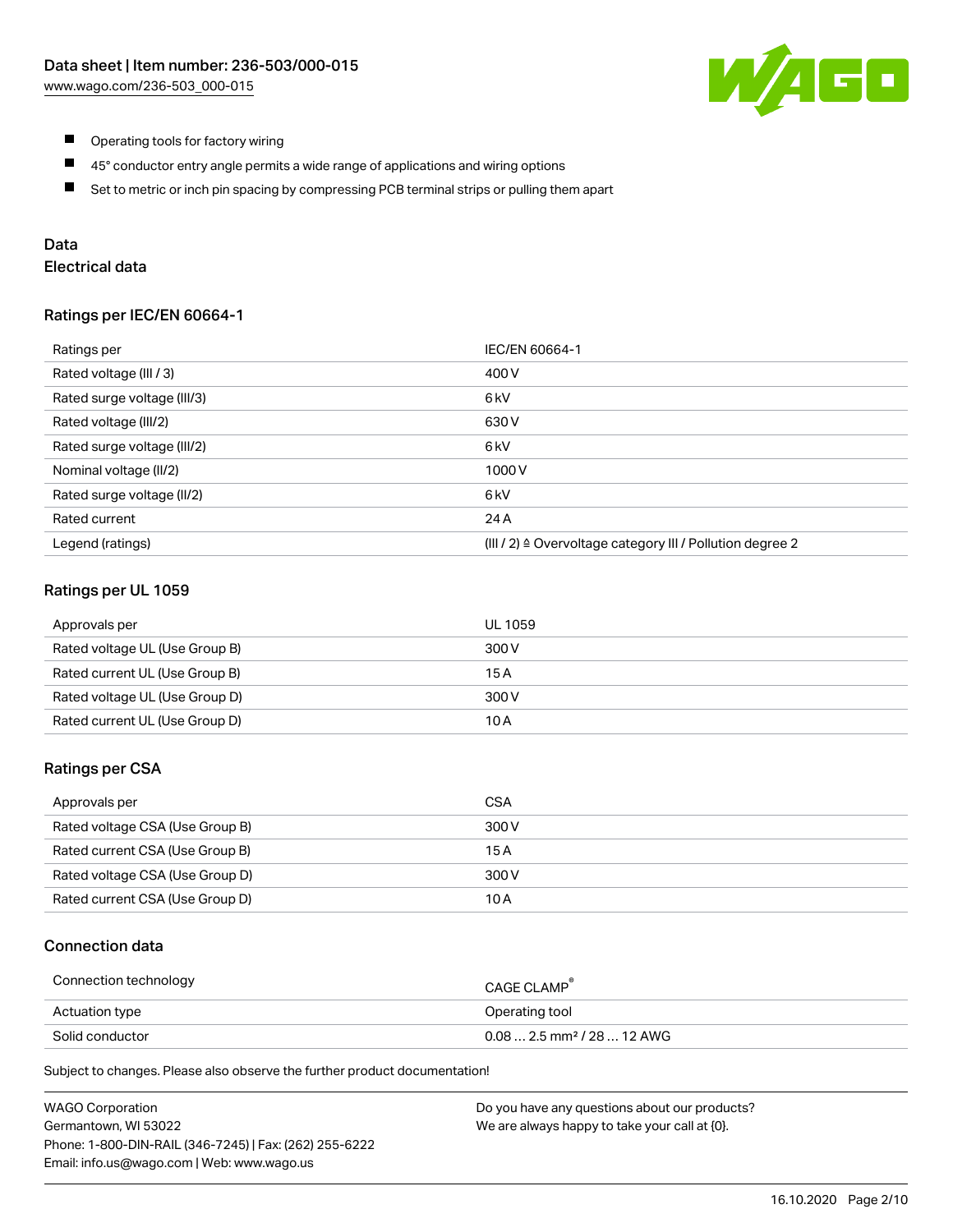- Operating tools for factory wiring
- 45° conductor entry angle permits a wide range of applications and wiring options
- Set to metric or inch pin spacing by compressing PCB terminal strips or pulling them apart

## Data

### Electrical data

#### Ratings per IEC/EN 60664-1

| Ratings per | IEC/EN 60664-1 |
|---|---|
| Rated voltage (III / 3) | 400 V |
| Rated surge voltage (III/3) | 6 kV |
| Rated voltage (III/2) | 630 V |
| Rated surge voltage (III/2) | 6 kV |
| Nominal voltage (II/2) | 1000 V |
| Rated surge voltage (II/2) | 6 kV |
| Rated current | 24 A |
| Legend (ratings) | (III / 2) ≙ Overvoltage category III / Pollution degree 2 |

#### Ratings per UL 1059

| Approvals per | UL 1059 |
|---|---|
| Rated voltage UL (Use Group B) | 300 V |
| Rated current UL (Use Group B) | 15 A |
| Rated voltage UL (Use Group D) | 300 V |
| Rated current UL (Use Group D) | 10 A |

#### Ratings per CSA

| Approvals per | CSA |
|---|---|
| Rated voltage CSA (Use Group B) | 300 V |
| Rated current CSA (Use Group B) | 15 A |
| Rated voltage CSA (Use Group D) | 300 V |
| Rated current CSA (Use Group D) | 10 A |

#### Connection data

| Connection technology | CAGE CLAMP® |
|---|---|
| Actuation type | Operating tool |
| Solid conductor | 0.08 … 2.5 mm² / 28 … 12 AWG |

Subject to changes. Please also observe the further product documentation!

WAGO Corporation
Germantown, WI 53022
Phone: 1-800-DIN-RAIL (346-7245) | Fax: (262) 255-6222
Email: info.us@wago.com | Web: www.wago.us

Do you have any questions about our products?
We are always happy to take your call at {0}.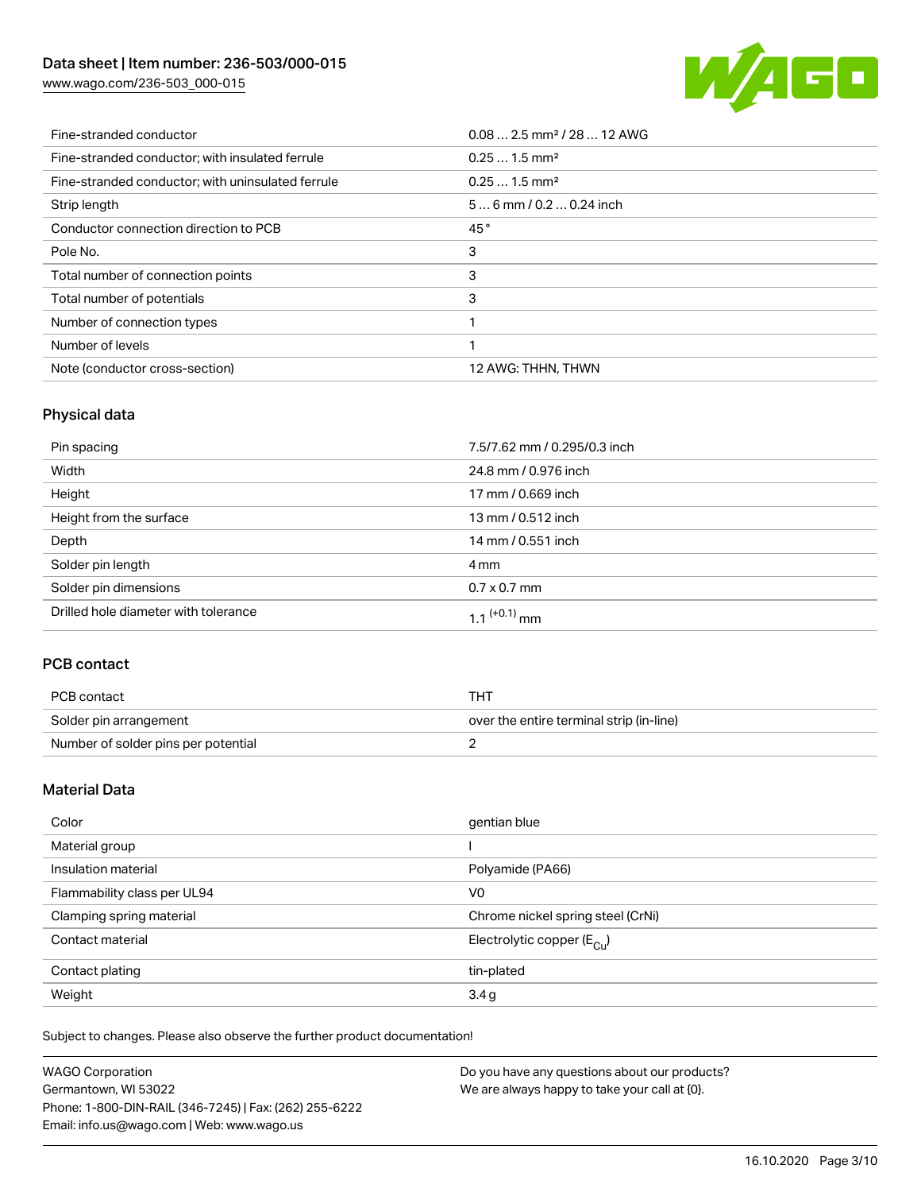| | |
|---|---|
| Fine-stranded conductor | 0.08 … 2.5 mm² / 28 … 12 AWG |
| Fine-stranded conductor; with insulated ferrule | 0.25 … 1.5 mm² |
| Fine-stranded conductor; with uninsulated ferrule | 0.25 … 1.5 mm² |
| Strip length | 5 … 6 mm / 0.2 … 0.24 inch |
| Conductor connection direction to PCB | 45 ° |
| Pole No. | 3 |
| Total number of connection points | 3 |
| Total number of potentials | 3 |
| Number of connection types | 1 |
| Number of levels | 1 |
| Note (conductor cross-section) | 12 AWG: THHN, THWN |

## Physical data

| | |
|---|---|
| Pin spacing | 7.5/7.62 mm / 0.295/0.3 inch |
| Width | 24.8 mm / 0.976 inch |
| Height | 17 mm / 0.669 inch |
| Height from the surface | 13 mm / 0.512 inch |
| Depth | 14 mm / 0.551 inch |
| Solder pin length | 4 mm |
| Solder pin dimensions | 0.7 x 0.7 mm |
| Drilled hole diameter with tolerance | $1.1^{(+0.1)}$ mm |

## PCB contact

| | |
|---|---|
| PCB contact | THT |
| Solder pin arrangement | over the entire terminal strip (in-line) |
| Number of solder pins per potential | 2 |

## Material Data

| | |
|---|---|
| Color | gentian blue |
| Material group | I |
| Insulation material | Polyamide (PA66) |
| Flammability class per UL94 | V0 |
| Clamping spring material | Chrome nickel spring steel (CrNi) |
| Contact material | Electrolytic copper ($E_{Cu}$) |
| Contact plating | tin-plated |
| Weight | 3.4 g |

Subject to changes. Please also observe the further product documentation!

WAGO Corporation
Germantown, WI 53022
Phone: 1-800-DIN-RAIL (346-7245) | Fax: (262) 255-6222
Email: info.us@wago.com | Web: www.wago.us

Do you have any questions about our products?
We are always happy to take your call at {0}.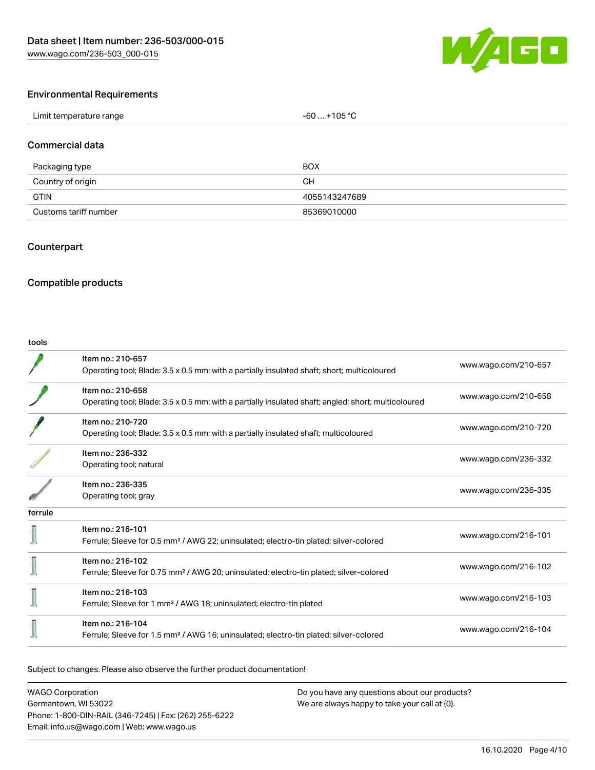## Environmental Requirements

| Limit temperature range | -60 … +105 °C |
| --- | --- |

## Commercial data

| Packaging type | BOX |
| --- | --- |
| Country of origin | CH |
| GTIN | 4055143247689 |
| Customs tariff number | 85369010000 |

## Counterpart

## Compatible products

tools

| Item | Link |
| --- | --- |
| Item no.: 210-657<br>Operating tool; Blade: 3.5 x 0.5 mm; with a partially insulated shaft; short; multicoloured | www.wago.com/210-657 |
| Item no.: 210-658<br>Operating tool; Blade: 3.5 x 0.5 mm; with a partially insulated shaft; angled; short; multicoloured | www.wago.com/210-658 |
| Item no.: 210-720<br>Operating tool; Blade: 3.5 x 0.5 mm; with a partially insulated shaft; multicoloured | www.wago.com/210-720 |
| Item no.: 236-332<br>Operating tool; natural | www.wago.com/236-332 |
| Item no.: 236-335<br>Operating tool; gray | www.wago.com/236-335 |

ferrule

| Item | Link |
| --- | --- |
| Item no.: 216-101<br>Ferrule; Sleeve for 0.5 mm² / AWG 22; uninsulated; electro-tin plated; silver-colored | www.wago.com/216-101 |
| Item no.: 216-102<br>Ferrule; Sleeve for 0.75 mm² / AWG 20; uninsulated; electro-tin plated; silver-colored | www.wago.com/216-102 |
| Item no.: 216-103<br>Ferrule; Sleeve for 1 mm² / AWG 18; uninsulated; electro-tin plated | www.wago.com/216-103 |
| Item no.: 216-104<br>Ferrule; Sleeve for 1.5 mm² / AWG 16; uninsulated; electro-tin plated; silver-colored | www.wago.com/216-104 |

Subject to changes. Please also observe the further product documentation!

WAGO Corporation
Germantown, WI 53022
Phone: 1-800-DIN-RAIL (346-7245) | Fax: (262) 255-6222
Email: info.us@wago.com | Web: www.wago.us

Do you have any questions about our products?
We are always happy to take your call at {0}.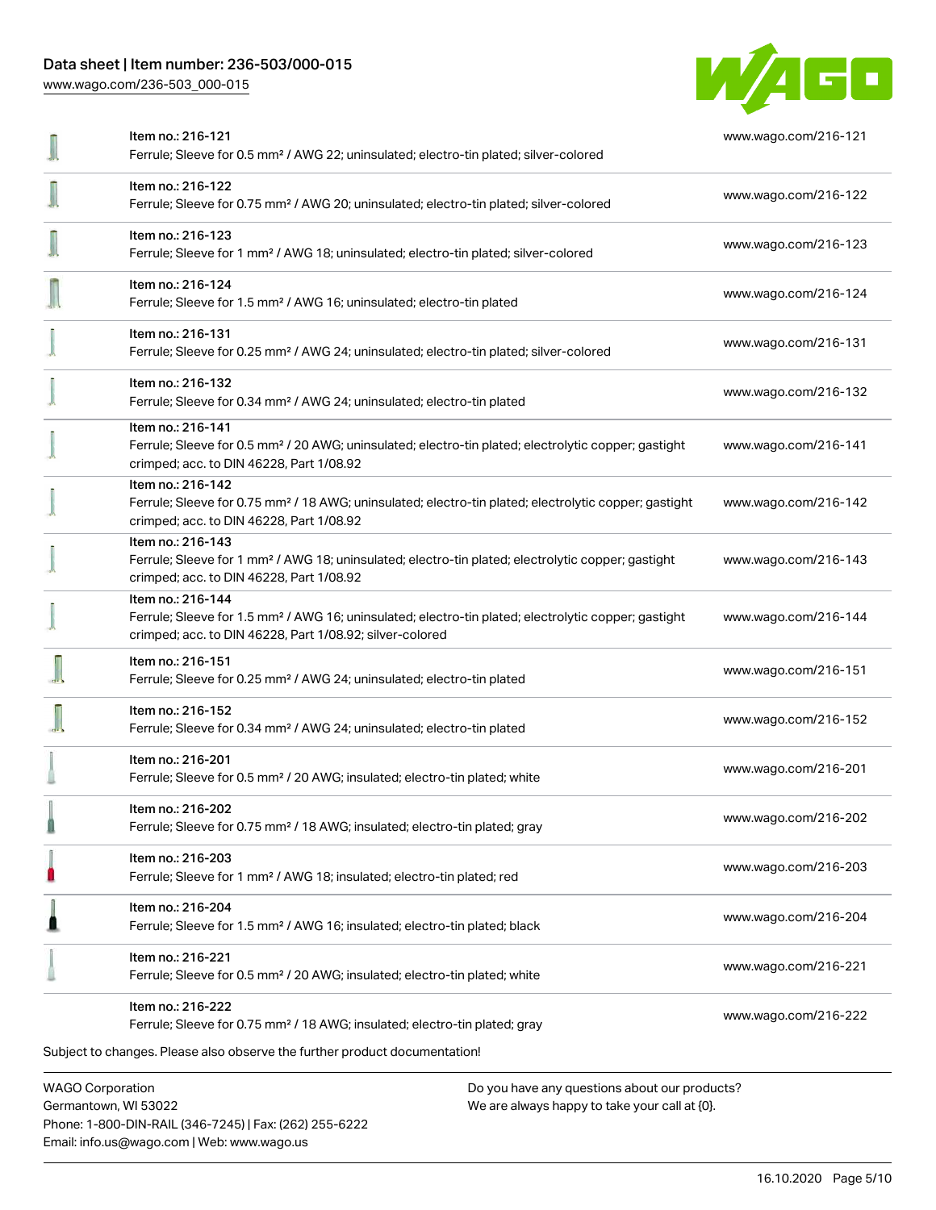| Item | Description | Link |
| --- | --- | --- |
| Item no.: 216-121 | Ferrule; Sleeve for 0.5 mm² / AWG 22; uninsulated; electro-tin plated; silver-colored | www.wago.com/216-121 |
| Item no.: 216-122 | Ferrule; Sleeve for 0.75 mm² / AWG 20; uninsulated; electro-tin plated; silver-colored | www.wago.com/216-122 |
| Item no.: 216-123 | Ferrule; Sleeve for 1 mm² / AWG 18; uninsulated; electro-tin plated; silver-colored | www.wago.com/216-123 |
| Item no.: 216-124 | Ferrule; Sleeve for 1.5 mm² / AWG 16; uninsulated; electro-tin plated | www.wago.com/216-124 |
| Item no.: 216-131 | Ferrule; Sleeve for 0.25 mm² / AWG 24; uninsulated; electro-tin plated; silver-colored | www.wago.com/216-131 |
| Item no.: 216-132 | Ferrule; Sleeve for 0.34 mm² / AWG 24; uninsulated; electro-tin plated | www.wago.com/216-132 |
| Item no.: 216-141 | Ferrule; Sleeve for 0.5 mm² / 20 AWG; uninsulated; electro-tin plated; electrolytic copper; gastight crimped; acc. to DIN 46228, Part 1/08.92 | www.wago.com/216-141 |
| Item no.: 216-142 | Ferrule; Sleeve for 0.75 mm² / 18 AWG; uninsulated; electro-tin plated; electrolytic copper; gastight crimped; acc. to DIN 46228, Part 1/08.92 | www.wago.com/216-142 |
| Item no.: 216-143 | Ferrule; Sleeve for 1 mm² / AWG 18; uninsulated; electro-tin plated; electrolytic copper; gastight crimped; acc. to DIN 46228, Part 1/08.92 | www.wago.com/216-143 |
| Item no.: 216-144 | Ferrule; Sleeve for 1.5 mm² / AWG 16; uninsulated; electro-tin plated; electrolytic copper; gastight crimped; acc. to DIN 46228, Part 1/08.92; silver-colored | www.wago.com/216-144 |
| Item no.: 216-151 | Ferrule; Sleeve for 0.25 mm² / AWG 24; uninsulated; electro-tin plated | www.wago.com/216-151 |
| Item no.: 216-152 | Ferrule; Sleeve for 0.34 mm² / AWG 24; uninsulated; electro-tin plated | www.wago.com/216-152 |
| Item no.: 216-201 | Ferrule; Sleeve for 0.5 mm² / 20 AWG; insulated; electro-tin plated; white | www.wago.com/216-201 |
| Item no.: 216-202 | Ferrule; Sleeve for 0.75 mm² / 18 AWG; insulated; electro-tin plated; gray | www.wago.com/216-202 |
| Item no.: 216-203 | Ferrule; Sleeve for 1 mm² / AWG 18; insulated; electro-tin plated; red | www.wago.com/216-203 |
| Item no.: 216-204 | Ferrule; Sleeve for 1.5 mm² / AWG 16; insulated; electro-tin plated; black | www.wago.com/216-204 |
| Item no.: 216-221 | Ferrule; Sleeve for 0.5 mm² / 20 AWG; insulated; electro-tin plated; white | www.wago.com/216-221 |
| Item no.: 216-222 | Ferrule; Sleeve for 0.75 mm² / 18 AWG; insulated; electro-tin plated; gray | www.wago.com/216-222 |

Subject to changes. Please also observe the further product documentation!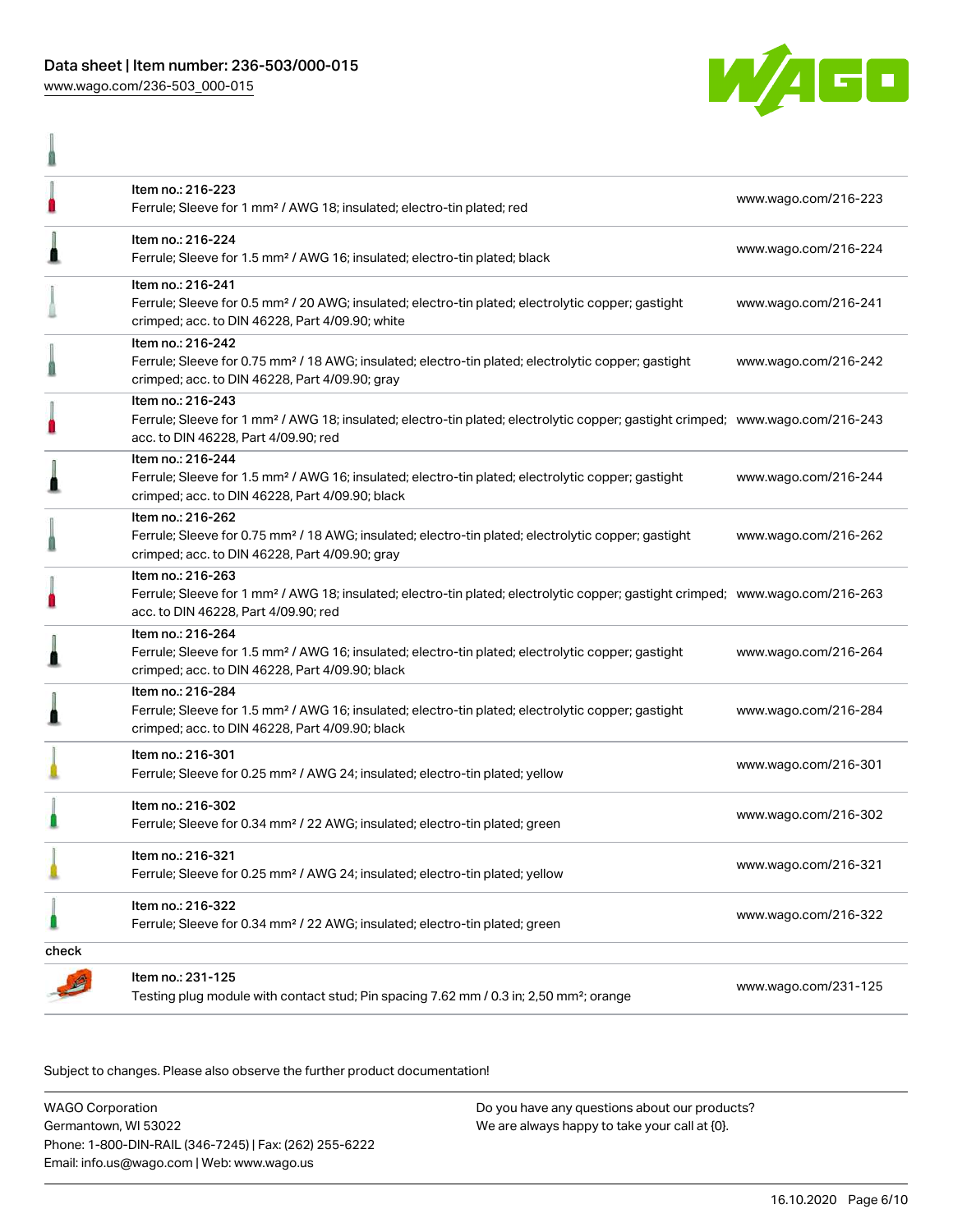| | | |
|---|---|---|
| | Item no.: 216-223<br>Ferrule; Sleeve for 1 mm² / AWG 18; insulated; electro-tin plated; red | www.wago.com/216-223 |
| | Item no.: 216-224<br>Ferrule; Sleeve for 1.5 mm² / AWG 16; insulated; electro-tin plated; black | www.wago.com/216-224 |
| | Item no.: 216-241<br>Ferrule; Sleeve for 0.5 mm² / 20 AWG; insulated; electro-tin plated; electrolytic copper; gastight crimped; acc. to DIN 46228, Part 4/09.90; white | www.wago.com/216-241 |
| | Item no.: 216-242<br>Ferrule; Sleeve for 0.75 mm² / 18 AWG; insulated; electro-tin plated; electrolytic copper; gastight crimped; acc. to DIN 46228, Part 4/09.90; gray | www.wago.com/216-242 |
| | Item no.: 216-243<br>Ferrule; Sleeve for 1 mm² / AWG 18; insulated; electro-tin plated; electrolytic copper; gastight crimped; acc. to DIN 46228, Part 4/09.90; red | www.wago.com/216-243 |
| | Item no.: 216-244<br>Ferrule; Sleeve for 1.5 mm² / AWG 16; insulated; electro-tin plated; electrolytic copper; gastight crimped; acc. to DIN 46228, Part 4/09.90; black | www.wago.com/216-244 |
| | Item no.: 216-262<br>Ferrule; Sleeve for 0.75 mm² / 18 AWG; insulated; electro-tin plated; electrolytic copper; gastight crimped; acc. to DIN 46228, Part 4/09.90; gray | www.wago.com/216-262 |
| | Item no.: 216-263<br>Ferrule; Sleeve for 1 mm² / AWG 18; insulated; electro-tin plated; electrolytic copper; gastight crimped; acc. to DIN 46228, Part 4/09.90; red | www.wago.com/216-263 |
| | Item no.: 216-264<br>Ferrule; Sleeve for 1.5 mm² / AWG 16; insulated; electro-tin plated; electrolytic copper; gastight crimped; acc. to DIN 46228, Part 4/09.90; black | www.wago.com/216-264 |
| | Item no.: 216-284<br>Ferrule; Sleeve for 1.5 mm² / AWG 16; insulated; electro-tin plated; electrolytic copper; gastight crimped; acc. to DIN 46228, Part 4/09.90; black | www.wago.com/216-284 |
| | Item no.: 216-301<br>Ferrule; Sleeve for 0.25 mm² / AWG 24; insulated; electro-tin plated; yellow | www.wago.com/216-301 |
| | Item no.: 216-302<br>Ferrule; Sleeve for 0.34 mm² / 22 AWG; insulated; electro-tin plated; green | www.wago.com/216-302 |
| | Item no.: 216-321<br>Ferrule; Sleeve for 0.25 mm² / AWG 24; insulated; electro-tin plated; yellow | www.wago.com/216-321 |
| | Item no.: 216-322<br>Ferrule; Sleeve for 0.34 mm² / 22 AWG; insulated; electro-tin plated; green | www.wago.com/216-322 |

check

| | | |
|---|---|---|
| | Item no.: 231-125<br>Testing plug module with contact stud; Pin spacing 7.62 mm / 0.3 in; 2,50 mm²; orange | www.wago.com/231-125 |

Subject to changes. Please also observe the further product documentation!

WAGO Corporation
Germantown, WI 53022
Phone: 1-800-DIN-RAIL (346-7245) | Fax: (262) 255-6222
Email: info.us@wago.com | Web: www.wago.us

Do you have any questions about our products?
We are always happy to take your call at {0}.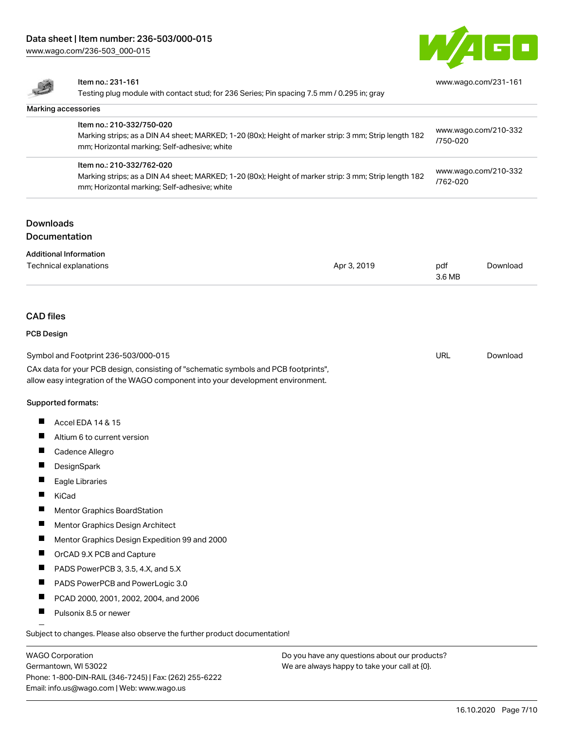| | | |
|---|---|---|
| | Item no.: 231-161<br>Testing plug module with contact stud; for 236 Series; Pin spacing 7.5 mm / 0.295 in; gray | www.wago.com/231-161 |

Marking accessories

| | | |
|---|---|---|
| | Item no.: 210-332/750-020<br>Marking strips; as a DIN A4 sheet; MARKED; 1-20 (80x); Height of marker strip: 3 mm; Strip length 182 mm; Horizontal marking; Self-adhesive; white | www.wago.com/210-332/750-020 |
| | Item no.: 210-332/762-020<br>Marking strips; as a DIN A4 sheet; MARKED; 1-20 (80x); Height of marker strip: 3 mm; Strip length 182 mm; Horizontal marking; Self-adhesive; white | www.wago.com/210-332/762-020 |

## Downloads

### Documentation

Additional Information

| | | | |
|---|---|---|---|
| Technical explanations | Apr 3, 2019 | pdf<br>3.6 MB | Download |

## CAD files

### PCB Design

| | | |
|---|---|---|
| Symbol and Footprint 236-503/000-015 | URL | Download |

CAx data for your PCB design, consisting of "schematic symbols and PCB footprints", allow easy integration of the WAGO component into your development environment.

Supported formats:

- Accel EDA 14 & 15
- Altium 6 to current version
- Cadence Allegro
- DesignSpark
- Eagle Libraries
- KiCad
- Mentor Graphics BoardStation
- Mentor Graphics Design Architect
- Mentor Graphics Design Expedition 99 and 2000
- OrCAD 9.X PCB and Capture
- PADS PowerPCB 3, 3.5, 4.X, and 5.X
- PADS PowerPCB and PowerLogic 3.0
- PCAD 2000, 2001, 2002, 2004, and 2006
- Pulsonix 8.5 or newer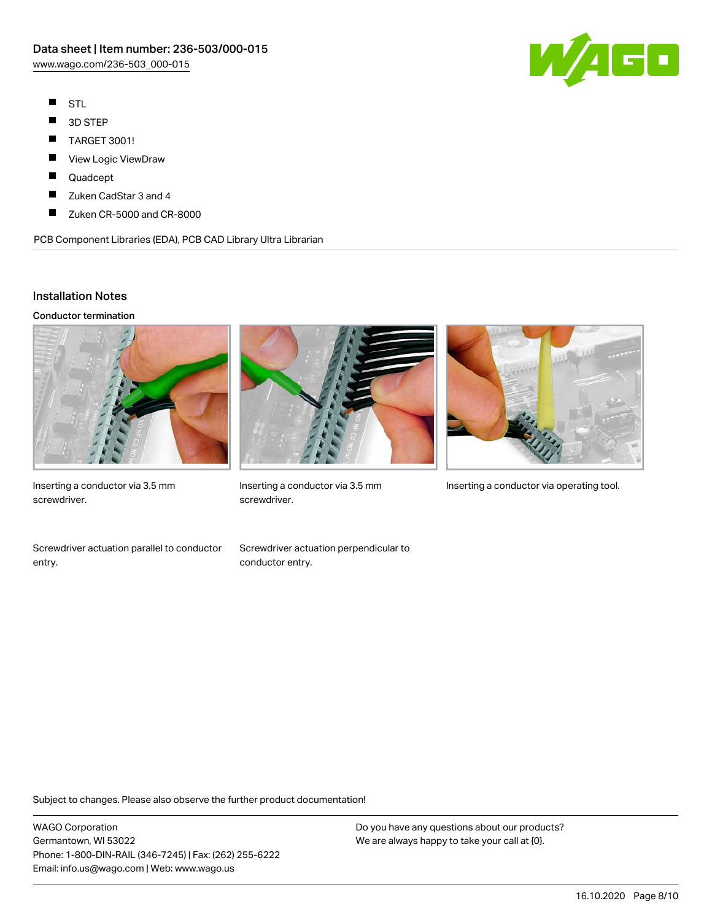- STL
- 3D STEP
- TARGET 3001!
- View Logic ViewDraw
- Quadcept
- Zuken CadStar 3 and 4
- Zuken CR-5000 and CR-8000

PCB Component Libraries (EDA), PCB CAD Library Ultra Librarian

## Installation Notes

### Conductor termination

Inserting a conductor via 3.5 mm screwdriver.

Inserting a conductor via 3.5 mm screwdriver.

Inserting a conductor via operating tool.

Screwdriver actuation parallel to conductor entry.

Screwdriver actuation perpendicular to conductor entry.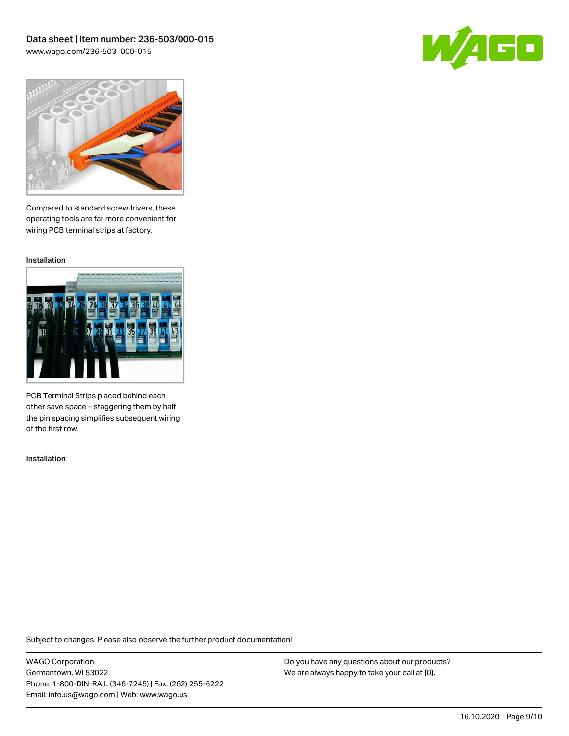Compared to standard screwdrivers, these operating tools are far more convenient for wiring PCB terminal strips at factory.

Installation

PCB Terminal Strips placed behind each other save space – staggering them by half the pin spacing simplifies subsequent wiring of the first row.

Installation

Subject to changes. Please also observe the further product documentation!

WAGO Corporation
Germantown, WI 53022
Phone: 1-800-DIN-RAIL (346-7245) | Fax: (262) 255-6222
Email: info.us@wago.com | Web: www.wago.us

Do you have any questions about our products?
We are always happy to take your call at {0}.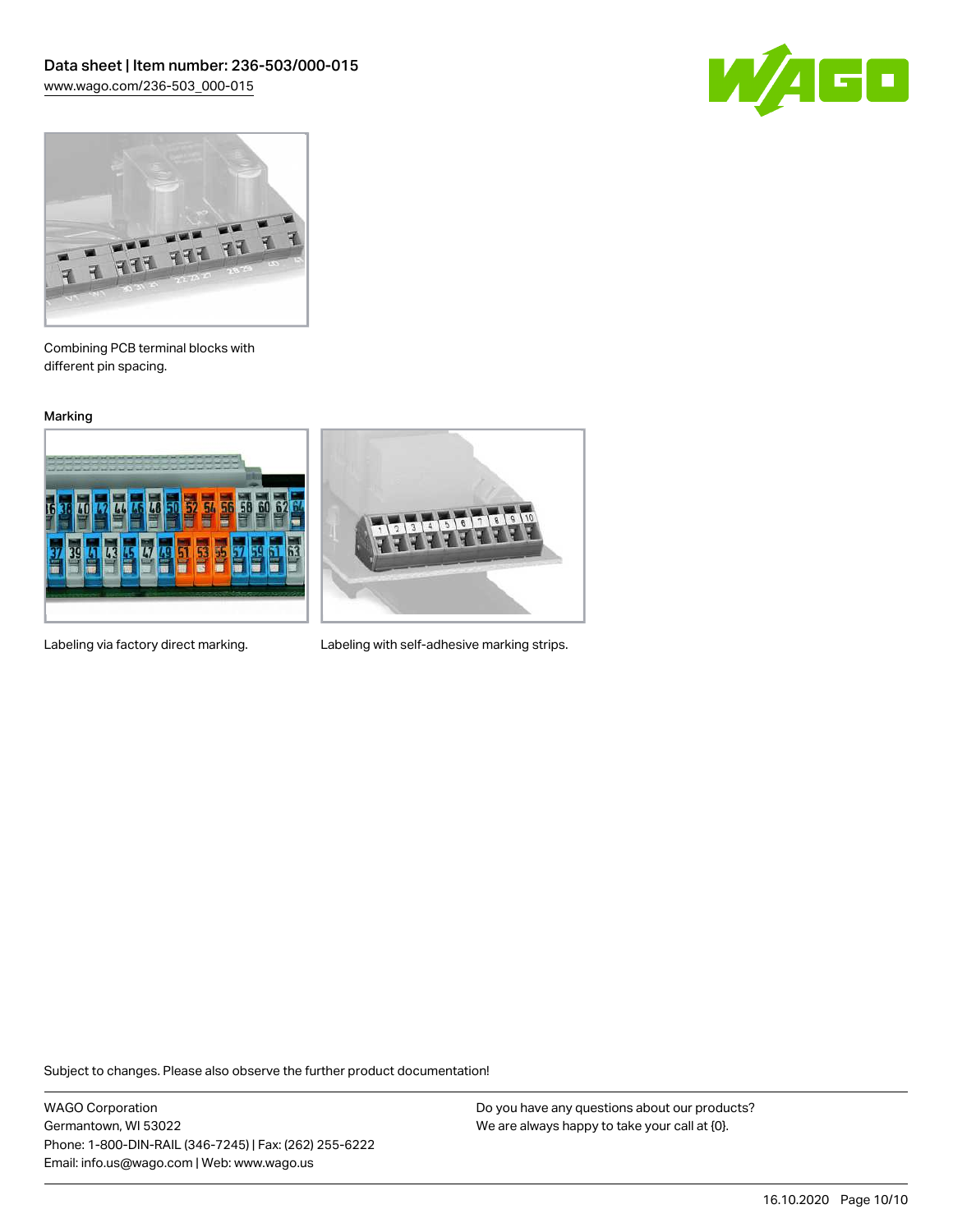Combining PCB terminal blocks with different pin spacing.

Marking

Labeling via factory direct marking.

Labeling with self-adhesive marking strips.

Subject to changes. Please also observe the further product documentation!

WAGO Corporation
Germantown, WI 53022
Phone: 1-800-DIN-RAIL (346-7245) | Fax: (262) 255-6222
Email: info.us@wago.com | Web: www.wago.us

Do you have any questions about our products?
We are always happy to take your call at {0}.